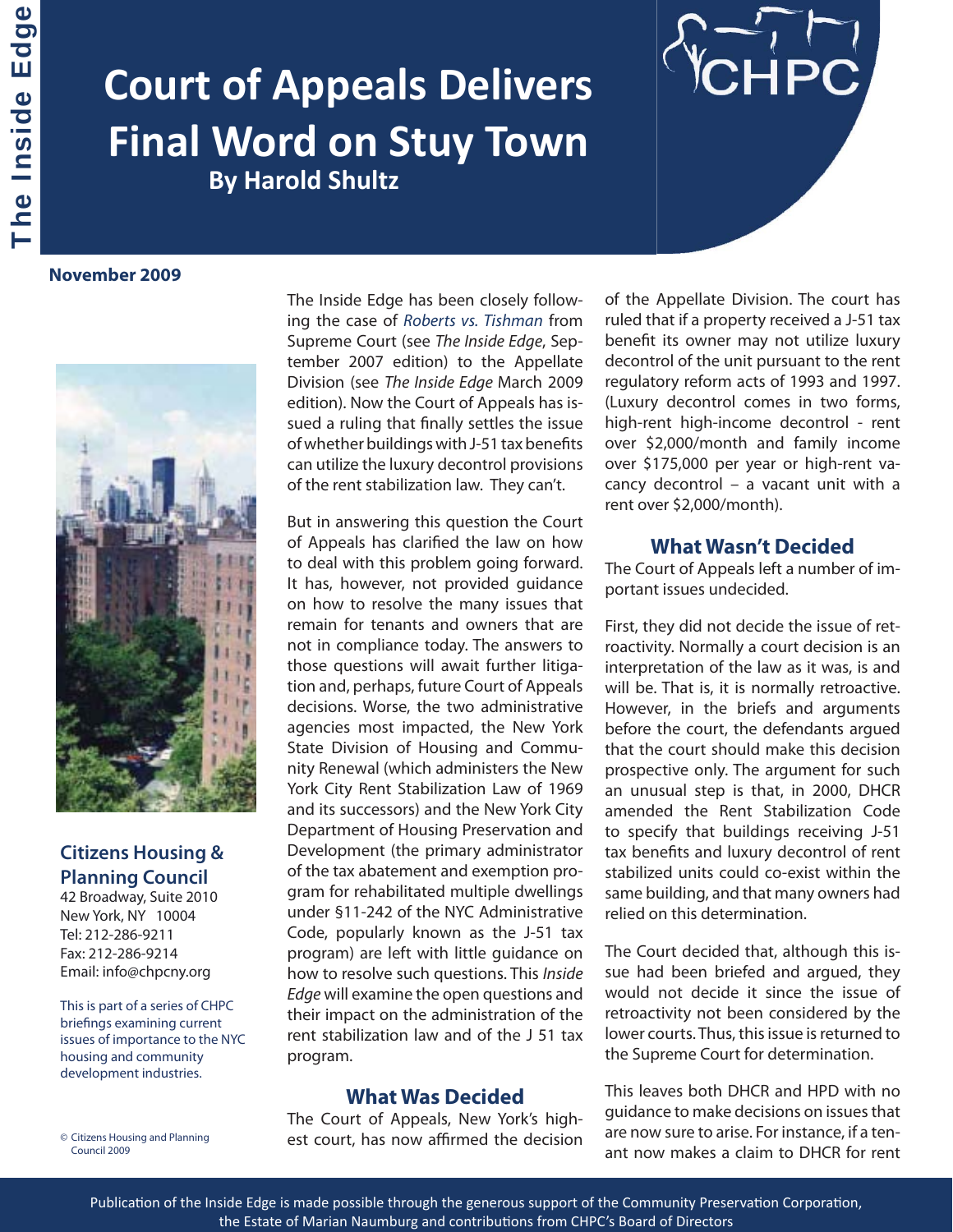# Court of Appeals Delivers Final Word on Stuy Town

**By Harold Shultz**

**November 2009**

The Inside Edge has been closely following the case of *Roberts vs. Tishman* from Supreme Court (see *The Inside Edge*, September 2007 edition) to the Appellate Division (see *The Inside Edge* March 2009 edition). Now the Court of Appeals has issued a ruling that finally settles the issue of whether buildings with J-51 tax benefits can utilize the luxury decontrol provisions of the rent stabilization law. They can't.

But in answering this question the Court of Appeals has clarified the law on how to deal with this problem going forward. It has, however, not provided guidance on how to resolve the many issues that remain for tenants and owners that are not in compliance today. The answers to those questions will await further litigation and, perhaps, future Court of Appeals decisions. Worse, the two administrative agencies most impacted, the New York State Division of Housing and Community Renewal (which administers the New York City Rent Stabilization Law of 1969 and its successors) and the New York City Department of Housing Preservation and Development (the primary administrator of the tax abatement and exemption program for rehabilitated multiple dwellings under §11-242 of the NYC Administrative Code, popularly known as the J-51 tax program) are left with little guidance on how to resolve such questions. This *Inside Edge* will examine the open questions and their impact on the administration of the rent stabilization law and of the J 51 tax program.

## What Was Decided

The Court of Appeals, New York's highest court, has now affirmed the decision of the Appellate Division. The court has ruled that if a property received a J-51 tax benefit its owner may not utilize luxury decontrol of the unit pursuant to the rent regulatory reform acts of 1993 and 1997. (Luxury decontrol comes in two forms, high-rent high-income decontrol - rent over $2,000/month and family income over $175,000 per year or high-rent vacancy decontrol – a vacant unit with a rent over $2,000/month).

## What Wasn't Decided

The Court of Appeals left a number of important issues undecided.

First, they did not decide the issue of retroactivity. Normally a court decision is an interpretation of the law as it was, is and will be. That is, it is normally retroactive. However, in the briefs and arguments before the court, the defendants argued that the court should make this decision prospective only. The argument for such an unusual step is that, in 2000, DHCR amended the Rent Stabilization Code to specify that buildings receiving J-51 tax benefits and luxury decontrol of rent stabilized units could co-exist within the same building, and that many owners had relied on this determination.

The Court decided that, although this issue had been briefed and argued, they would not decide it since the issue of retroactivity not been considered by the lower courts. Thus, this issue is returned to the Supreme Court for determination.

This leaves both DHCR and HPD with no guidance to make decisions on issues that are now sure to arise. For instance, if a tenant now makes a claim to DHCR for rent

**Citizens Housing & Planning Council**
42 Broadway, Suite 2010
New York, NY 10004
Tel: 212-286-9211
Fax: 212-286-9214
Email: info@chpcny.org

This is part of a series of CHPC briefings examining current issues of importance to the NYC housing and community development industries.

© Citizens Housing and Planning Council 2009

Publication of the Inside Edge is made possible through the generous support of the Community Preservation Corporation, the Estate of Marian Naumburg and contributions from CHPC's Board of Directors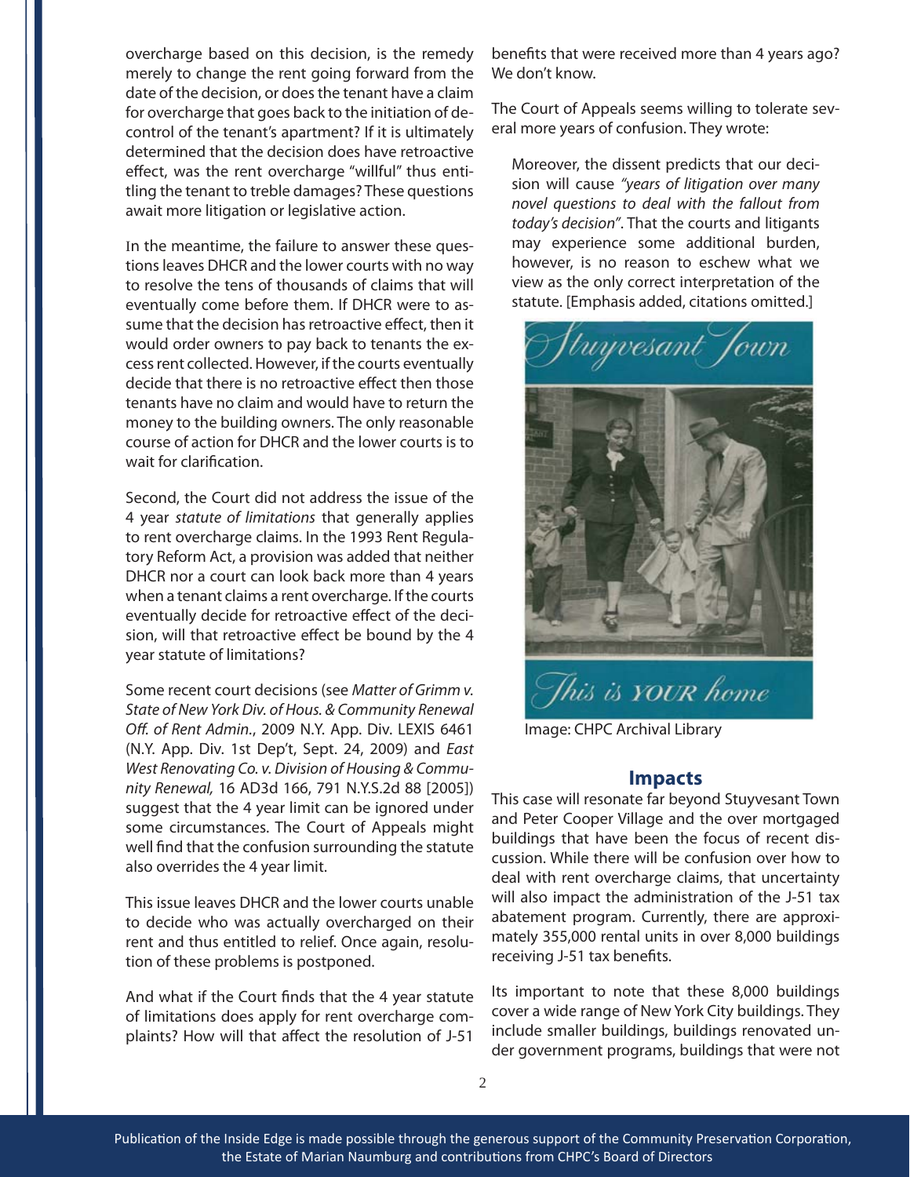overcharge based on this decision, is the remedy merely to change the rent going forward from the date of the decision, or does the tenant have a claim for overcharge that goes back to the initiation of decontrol of the tenant's apartment? If it is ultimately determined that the decision does have retroactive effect, was the rent overcharge "willful" thus entitling the tenant to treble damages? These questions await more litigation or legislative action.

In the meantime, the failure to answer these questions leaves DHCR and the lower courts with no way to resolve the tens of thousands of claims that will eventually come before them. If DHCR were to assume that the decision has retroactive effect, then it would order owners to pay back to tenants the excess rent collected. However, if the courts eventually decide that there is no retroactive effect then those tenants have no claim and would have to return the money to the building owners. The only reasonable course of action for DHCR and the lower courts is to wait for clarification.

Second, the Court did not address the issue of the 4 year *statute of limitations* that generally applies to rent overcharge claims. In the 1993 Rent Regulatory Reform Act, a provision was added that neither DHCR nor a court can look back more than 4 years when a tenant claims a rent overcharge. If the courts eventually decide for retroactive effect of the decision, will that retroactive effect be bound by the 4 year statute of limitations?

Some recent court decisions (see *Matter of Grimm v. State of New York Div. of Hous. & Community Renewal Off. of Rent Admin.*, 2009 N.Y. App. Div. LEXIS 6461 (N.Y. App. Div. 1st Dep't, Sept. 24, 2009) and *East West Renovating Co. v. Division of Housing & Community Renewal,* 16 AD3d 166, 791 N.Y.S.2d 88 [2005]) suggest that the 4 year limit can be ignored under some circumstances. The Court of Appeals might well find that the confusion surrounding the statute also overrides the 4 year limit.

This issue leaves DHCR and the lower courts unable to decide who was actually overcharged on their rent and thus entitled to relief. Once again, resolution of these problems is postponed.

And what if the Court finds that the 4 year statute of limitations does apply for rent overcharge complaints? How will that affect the resolution of J-51 benefits that were received more than 4 years ago? We don't know.

The Court of Appeals seems willing to tolerate several more years of confusion. They wrote:

> Moreover, the dissent predicts that our decision will cause *"years of litigation over many novel questions to deal with the fallout from today's decision"*. That the courts and litigants may experience some additional burden, however, is no reason to eschew what we view as the only correct interpretation of the statute. [Emphasis added, citations omitted.]

Image: CHPC Archival Library

## Impacts

This case will resonate far beyond Stuyvesant Town and Peter Cooper Village and the over mortgaged buildings that have been the focus of recent discussion. While there will be confusion over how to deal with rent overcharge claims, that uncertainty will also impact the administration of the J-51 tax abatement program. Currently, there are approximately 355,000 rental units in over 8,000 buildings receiving J-51 tax benefits.

Its important to note that these 8,000 buildings cover a wide range of New York City buildings. They include smaller buildings, buildings renovated under government programs, buildings that were not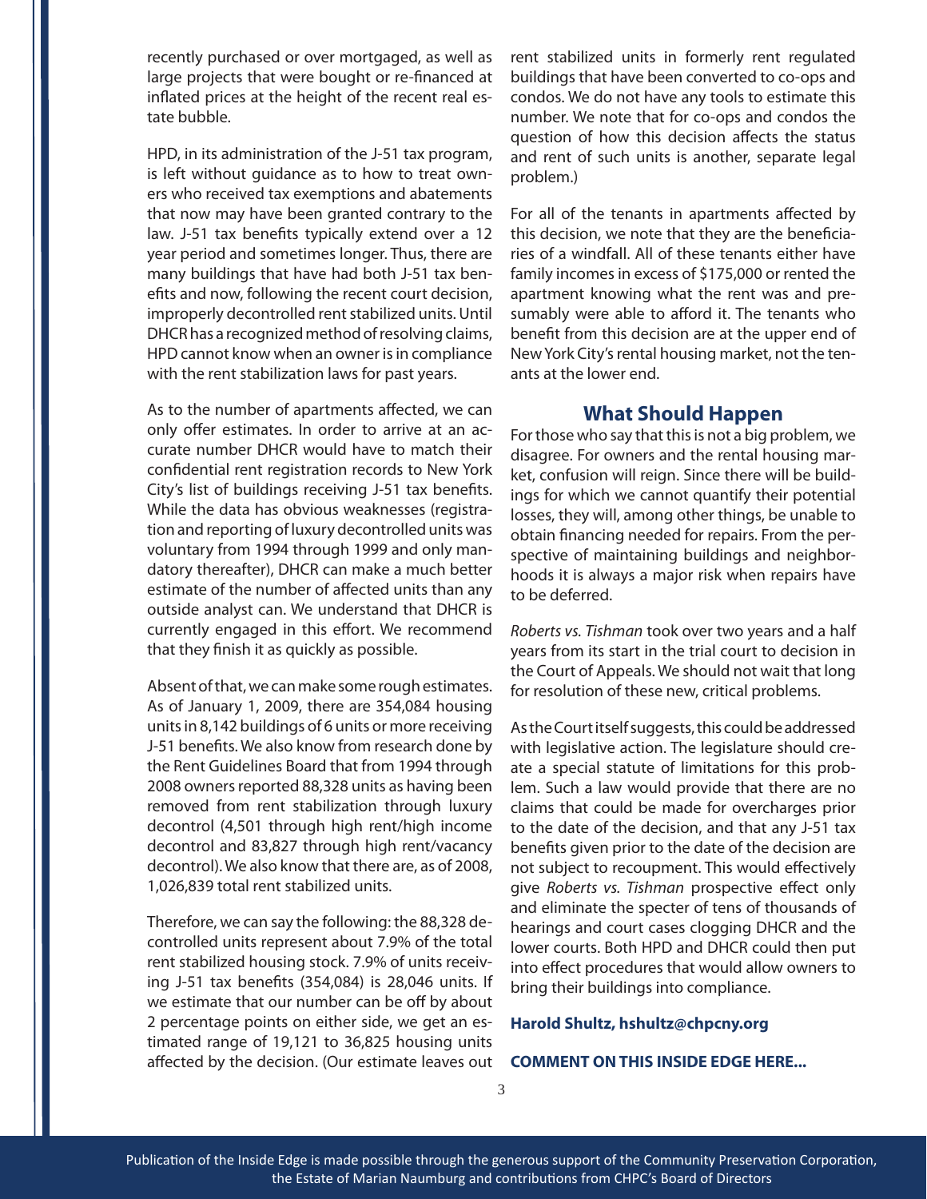recently purchased or over mortgaged, as well as large projects that were bought or re-financed at inflated prices at the height of the recent real estate bubble.

HPD, in its administration of the J-51 tax program, is left without guidance as to how to treat owners who received tax exemptions and abatements that now may have been granted contrary to the law. J-51 tax benefits typically extend over a 12 year period and sometimes longer. Thus, there are many buildings that have had both J-51 tax benefits and now, following the recent court decision, improperly decontrolled rent stabilized units. Until DHCR has a recognized method of resolving claims, HPD cannot know when an owner is in compliance with the rent stabilization laws for past years.

As to the number of apartments affected, we can only offer estimates. In order to arrive at an accurate number DHCR would have to match their confidential rent registration records to New York City's list of buildings receiving J-51 tax benefits. While the data has obvious weaknesses (registration and reporting of luxury decontrolled units was voluntary from 1994 through 1999 and only mandatory thereafter), DHCR can make a much better estimate of the number of affected units than any outside analyst can. We understand that DHCR is currently engaged in this effort. We recommend that they finish it as quickly as possible.

Absent of that, we can make some rough estimates. As of January 1, 2009, there are 354,084 housing units in 8,142 buildings of 6 units or more receiving J-51 benefits. We also know from research done by the Rent Guidelines Board that from 1994 through 2008 owners reported 88,328 units as having been removed from rent stabilization through luxury decontrol (4,501 through high rent/high income decontrol and 83,827 through high rent/vacancy decontrol). We also know that there are, as of 2008, 1,026,839 total rent stabilized units.

Therefore, we can say the following: the 88,328 decontrolled units represent about 7.9% of the total rent stabilized housing stock. 7.9% of units receiving J-51 tax benefits (354,084) is 28,046 units. If we estimate that our number can be off by about 2 percentage points on either side, we get an estimated range of 19,121 to 36,825 housing units affected by the decision. (Our estimate leaves out rent stabilized units in formerly rent regulated buildings that have been converted to co-ops and condos. We do not have any tools to estimate this number. We note that for co-ops and condos the question of how this decision affects the status and rent of such units is another, separate legal problem.)

For all of the tenants in apartments affected by this decision, we note that they are the beneficiaries of a windfall. All of these tenants either have family incomes in excess of $175,000 or rented the apartment knowing what the rent was and presumably were able to afford it. The tenants who benefit from this decision are at the upper end of New York City's rental housing market, not the tenants at the lower end.

## What Should Happen

For those who say that this is not a big problem, we disagree. For owners and the rental housing market, confusion will reign. Since there will be buildings for which we cannot quantify their potential losses, they will, among other things, be unable to obtain financing needed for repairs. From the perspective of maintaining buildings and neighborhoods it is always a major risk when repairs have to be deferred.

*Roberts vs. Tishman* took over two years and a half years from its start in the trial court to decision in the Court of Appeals. We should not wait that long for resolution of these new, critical problems.

As the Court itself suggests, this could be addressed with legislative action. The legislature should create a special statute of limitations for this problem. Such a law would provide that there are no claims that could be made for overcharges prior to the date of the decision, and that any J-51 tax benefits given prior to the date of the decision are not subject to recoupment. This would effectively give *Roberts vs. Tishman* prospective effect only and eliminate the specter of tens of thousands of hearings and court cases clogging DHCR and the lower courts. Both HPD and DHCR could then put into effect procedures that would allow owners to bring their buildings into compliance.

**Harold Shultz, hshultz@chpcny.org**

**COMMENT ON THIS INSIDE EDGE HERE...**

Publication of the Inside Edge is made possible through the generous support of the Community Preservation Corporation, the Estate of Marian Naumburg and contributions from CHPC's Board of Directors